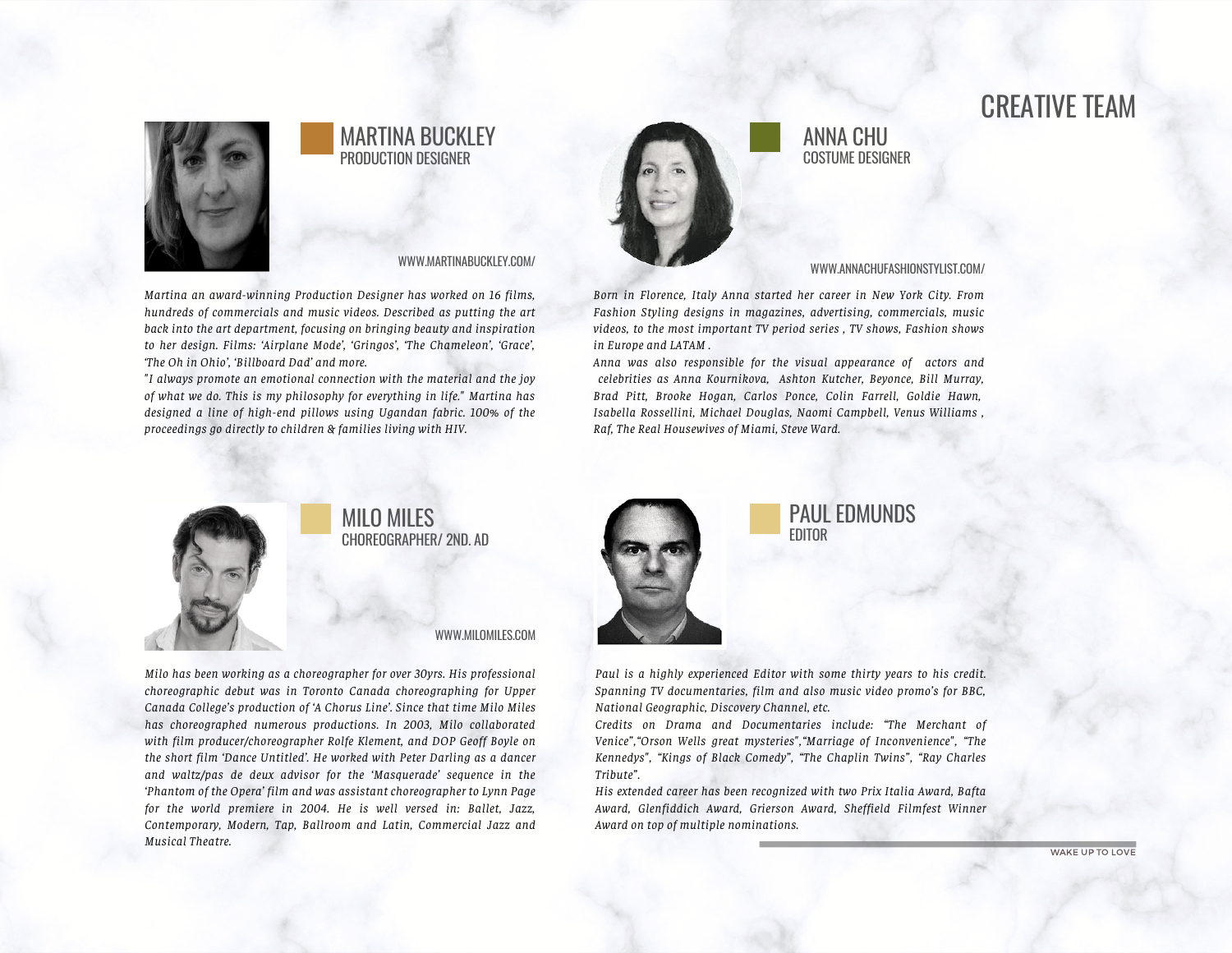# CREATIVE TEAM

## MARTINA BUCKLEY
PRODUCTION DESIGNER

WWW.MARTINABUCKLEY.COM/

*Martina an award-winning Production Designer has worked on 16 films, hundreds of commercials and music videos. Described as putting the art back into the art department, focusing on bringing beauty and inspiration to her design. Films: 'Airplane Mode', 'Gringos', 'The Chameleon', 'Grace', 'The Oh in Ohio', 'Billboard Dad' and more.*

*"I always promote an emotional connection with the material and the joy of what we do. This is my philosophy for everything in life." Martina has designed a line of high-end pillows using Ugandan fabric. 100% of the proceedings go directly to children & families living with HIV.*

## ANNA CHU
COSTUME DESIGNER

WWW.ANNACHUFASHIONSTYLIST.COM/

*Born in Florence, Italy Anna started her career in New York City. From Fashion Styling designs in magazines, advertising, commercials, music videos, to the most important TV period series , TV shows, Fashion shows in Europe and LATAM .*

*Anna was also responsible for the visual appearance of actors and celebrities as Anna Kournikova, Ashton Kutcher, Beyonce, Bill Murray, Brad Pitt, Brooke Hogan, Carlos Ponce, Colin Farrell, Goldie Hawn, Isabella Rossellini, Michael Douglas, Naomi Campbell, Venus Williams , Raf, The Real Housewives of Miami, Steve Ward.*

## MILO MILES
CHOREOGRAPHER/ 2ND. AD

WWW.MILOMILES.COM

*Milo has been working as a choreographer for over 30yrs. His professional choreographic debut was in Toronto Canada choreographing for Upper Canada College's production of 'A Chorus Line'. Since that time Milo Miles has choreographed numerous productions. In 2003, Milo collaborated with film producer/choreographer Rolfe Klement, and DOP Geoff Boyle on the short film 'Dance Untitled'. He worked with Peter Darling as a dancer and waltz/pas de deux advisor for the 'Masquerade' sequence in the 'Phantom of the Opera' film and was assistant choreographer to Lynn Page for the world premiere in 2004. He is well versed in: Ballet, Jazz, Contemporary, Modern, Tap, Ballroom and Latin, Commercial Jazz and Musical Theatre.*

## PAUL EDMUNDS
EDITOR

*Paul is a highly experienced Editor with some thirty years to his credit. Spanning TV documentaries, film and also music video promo's for BBC, National Geographic, Discovery Channel, etc.*

*Credits on Drama and Documentaries include: "The Merchant of Venice","Orson Wells great mysteries","Marriage of Inconvenience", "The Kennedys", "Kings of Black Comedy", "The Chaplin Twins", "Ray Charles Tribute".*

*His extended career has been recognized with two Prix Italia Award, Bafta Award, Glenfiddich Award, Grierson Award, Sheffield Filmfest Winner Award on top of multiple nominations.*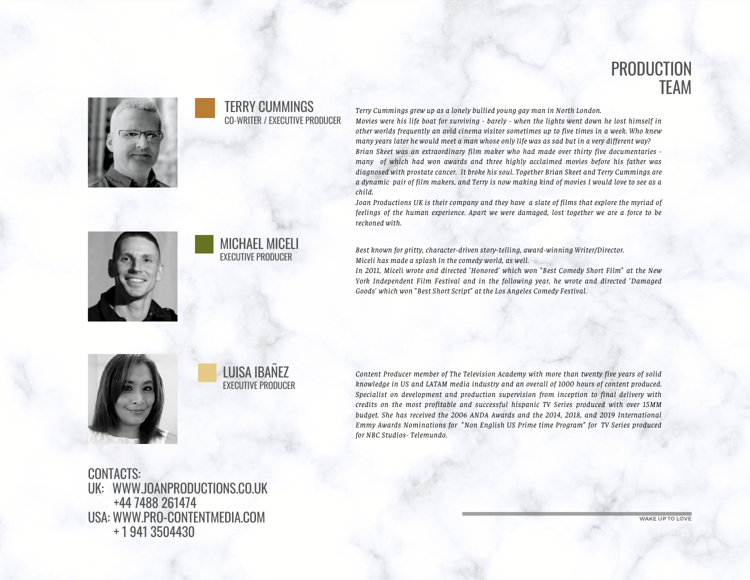# PRODUCTION TEAM

## TERRY CUMMINGS
CO-WRITER / EXECUTIVE PRODUCER

*Terry Cummings grew up as a lonely bullied young gay man in North London.*
*Movies were his life boat for surviving - barely - when the lights went down he lost himself in other worlds frequently an avid cinema visitor sometimes up to five times in a week. Who knew many years later he would meet a man whose only life was as sad but in a very different way?*
*Brian Skeet was an extraordinary film maker who had made over thirty five documentaries - many of which had won awards and three highly acclaimed movies before his father was diagnosed with prostate cancer. It broke his soul. Together Brian Skeet and Terry Cummings are a dynamic pair of film makers, and Terry is now making kind of movies I would love to see as a child.*
*Joan Productions UK is their company and they have a slate of films that explore the myriad of feelings of the human experience. Apart we were damaged, lost together we are a force to be reckoned with.*

## MICHAEL MICELI
EXECUTIVE PRODUCER

*Best known for gritty, character-driven story-telling, award-winning Writer/Director.*
*Miceli has made a splash in the comedy world, as well.*
*In 2011, Miceli wrote and directed 'Honored' which won "Best Comedy Short Film" at the New York Independent Film Festival and in the following year, he wrote and directed 'Damaged Goods' which won "Best Short Script" at the Los Angeles Comedy Festival.*

## LUISA IBAÑEZ
EXECUTIVE PRODUCER

*Content Producer member of The Television Academy with more than twenty five years of solid knowledge in US and LATAM media industry and an overall of 1000 hours of content produced. Specialist on development and production supervision from inception to final delivery with credits on the most profitable and successful hispanic TV Series produced with over 15MM budget. She has received the 2006 ANDA Awards and the 2014, 2018, and 2019 International Emmy Awards Nominations for "Non English US Prime time Program" for TV Series produced for NBC Studios- Telemundo.*

CONTACTS:
UK: WWW.JOANPRODUCTIONS.CO.UK
+44 7488 261474
USA: WWW.PRO-CONTENTMEDIA.COM
+ 1 941 3504430